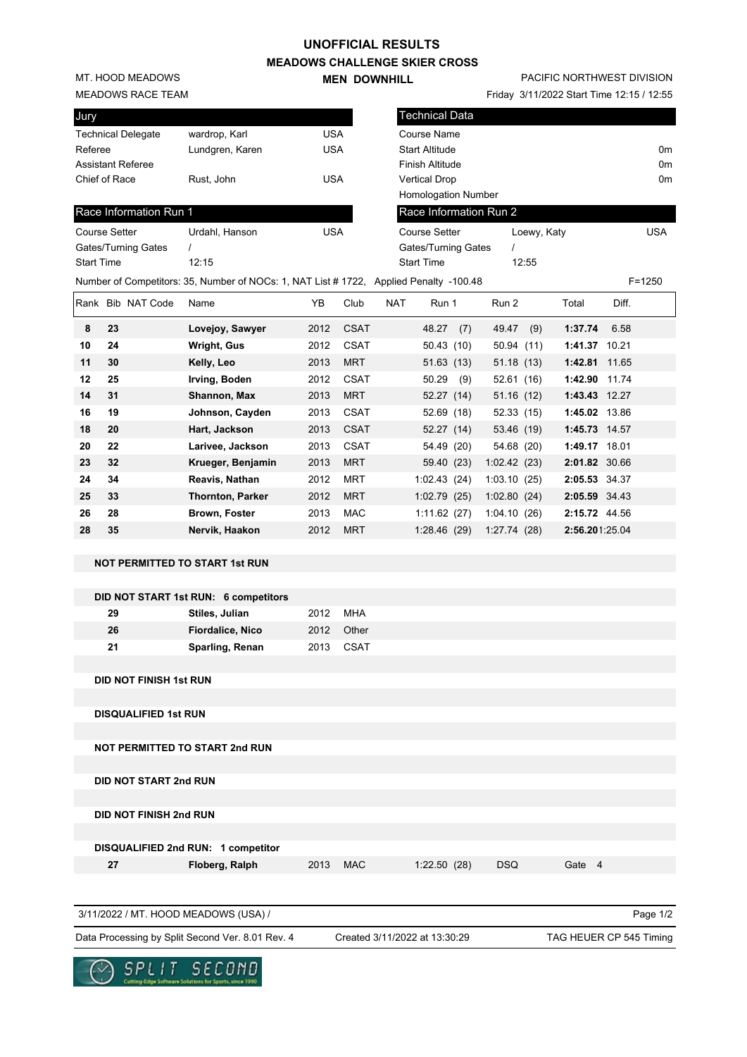# UNOFFICIAL RESULTS

## MEADOWS CHALLENGE SKIER CROSS

### MEN DOWNHILL

MT. HOOD MEADOWS
MEADOWS RACE TEAM

PACIFIC NORTHWEST DIVISION
Friday 3/11/2022 Start Time 12:15 / 12:55

| Jury | | |
|---|---|---|
| Technical Delegate | wardrop, Karl | USA |
| Referee | Lundgren, Karen | USA |
| Assistant Referee | | |
| Chief of Race | Rust, John | USA |

| Technical Data | |
|---|---|
| Course Name | |
| Start Altitude | 0m |
| Finish Altitude | 0m |
| Vertical Drop | 0m |
| Homologation Number | |

| Race Information Run 1 | | |
|---|---|---|
| Course Setter | Urdahl, Hanson | USA |
| Gates/Turning Gates | / | |
| Start Time | 12:15 | |

| Race Information Run 2 | | |
|---|---|---|
| Course Setter | Loewy, Katy | USA |
| Gates/Turning Gates | / | |
| Start Time | 12:55 | |

Number of Competitors: 35, Number of NOCs: 1, NAT List # 1722, Applied Penalty -100.48 F=1250

| Rank | Bib | NAT Code | Name | YB | Club | NAT | Run 1 | Run 2 | Total | Diff. |
|---|---|---|---|---|---|---|---|---|---|---|
| 8 | 23 | | **Lovejoy, Sawyer** | 2012 | CSAT | | 48.27 (7) | 49.47 (9) | **1:37.74** | 6.58 |
| 10 | 24 | | **Wright, Gus** | 2012 | CSAT | | 50.43 (10) | 50.94 (11) | **1:41.37** | 10.21 |
| 11 | 30 | | **Kelly, Leo** | 2013 | MRT | | 51.63 (13) | 51.18 (13) | **1:42.81** | 11.65 |
| 12 | 25 | | **Irving, Boden** | 2012 | CSAT | | 50.29 (9) | 52.61 (16) | **1:42.90** | 11.74 |
| 14 | 31 | | **Shannon, Max** | 2013 | MRT | | 52.27 (14) | 51.16 (12) | **1:43.43** | 12.27 |
| 16 | 19 | | **Johnson, Cayden** | 2013 | CSAT | | 52.69 (18) | 52.33 (15) | **1:45.02** | 13.86 |
| 18 | 20 | | **Hart, Jackson** | 2013 | CSAT | | 52.27 (14) | 53.46 (19) | **1:45.73** | 14.57 |
| 20 | 22 | | **Larivee, Jackson** | 2013 | CSAT | | 54.49 (20) | 54.68 (20) | **1:49.17** | 18.01 |
| 23 | 32 | | **Krueger, Benjamin** | 2013 | MRT | | 59.40 (23) | 1:02.42 (23) | **2:01.82** | 30.66 |
| 24 | 34 | | **Reavis, Nathan** | 2012 | MRT | | 1:02.43 (24) | 1:03.10 (25) | **2:05.53** | 34.37 |
| 25 | 33 | | **Thornton, Parker** | 2012 | MRT | | 1:02.79 (25) | 1:02.80 (24) | **2:05.59** | 34.43 |
| 26 | 28 | | **Brown, Foster** | 2013 | MAC | | 1:11.62 (27) | 1:04.10 (26) | **2:15.72** | 44.56 |
| 28 | 35 | | **Nervik, Haakon** | 2012 | MRT | | 1:28.46 (29) | 1:27.74 (28) | **2:56.20** | 1:25.04 |

**NOT PERMITTED TO START 1st RUN**

**DID NOT START 1st RUN: 6 competitors**

| Bib | Name | YB | Club |
|---|---|---|---|
| 29 | **Stiles, Julian** | 2012 | MHA |
| 26 | **Fiordalice, Nico** | 2012 | Other |
| 21 | **Sparling, Renan** | 2013 | CSAT |

**DID NOT FINISH 1st RUN**

**DISQUALIFIED 1st RUN**

**NOT PERMITTED TO START 2nd RUN**

**DID NOT START 2nd RUN**

**DID NOT FINISH 2nd RUN**

**DISQUALIFIED 2nd RUN: 1 competitor**

| Bib | Name | YB | Club | Run 1 | Run 2 | |
|---|---|---|---|---|---|---|
| 27 | **Floberg, Ralph** | 2013 | MAC | 1:22.50 (28) | DSQ | Gate 4 |

3/11/2022 / MT. HOOD MEADOWS (USA) /

Data Processing by Split Second Ver. 8.01 Rev. 4 — Created 3/11/2022 at 13:30:29 — TAG HEUER CP 545 Timing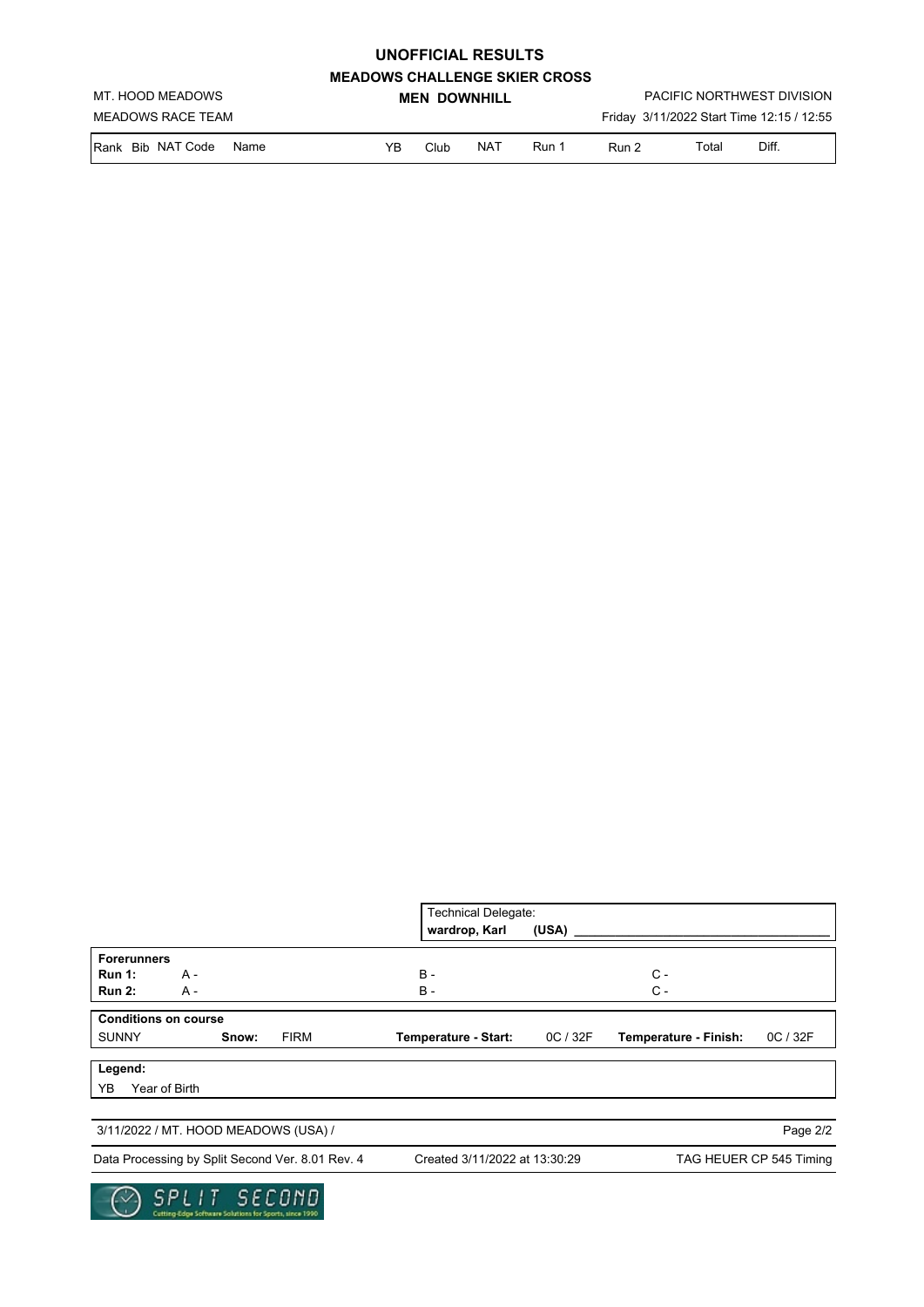# UNOFFICIAL RESULTS

## MEADOWS CHALLENGE SKIER CROSS

MT. HOOD MEADOWS | **MEN DOWNHILL** | PACIFIC NORTHWEST DIVISION

MEADOWS RACE TEAM | Friday 3/11/2022 Start Time 12:15 / 12:55

| Rank | Bib | NAT Code | Name | YB | Club | NAT | Run 1 | Run 2 | Total | Diff. |
|---|---|---|---|---|---|---|---|---|---|---|

Technical Delegate:
**wardrop, Karl** **(USA)** ___________________________________

**Forerunners**

| | | | |
|---|---|---|---|
| **Run 1:** | A - | B - | C - |
| **Run 2:** | A - | B - | C - |

**Conditions on course**

| | | | | | | |
|---|---|---|---|---|---|---|
| SUNNY | **Snow:** | FIRM | **Temperature - Start:** | 0C / 32F | **Temperature - Finish:** | 0C / 32F |

**Legend:**

YB Year of Birth

3/11/2022 / MT. HOOD MEADOWS (USA) /

Data Processing by Split Second Ver. 8.01 Rev. 4 | Created 3/11/2022 at 13:30:29 | TAG HEUER CP 545 Timing